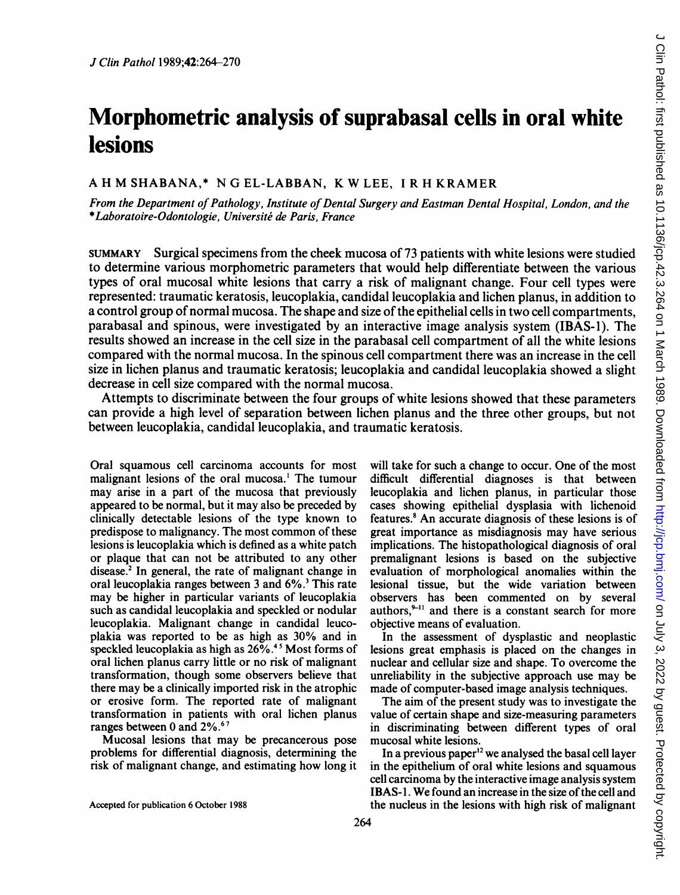# Morphometric analysis of suprabasal cells in oral white lesions

A H M SHABANA,* N G EL-LABBAN, K W LEE, I R H KRAMER

*From the Department of Pathology, Institute of Dental Surgery and Eastman Dental Hospital, London, and the \*Laboratoire-Odontologie, Université de Paris, France*

SUMMARY Surgical specimens from the cheek mucosa of 73 patients with white lesions were studied to determine various morphometric parameters that would help differentiate between the various types of oral mucosal white lesions that carry a risk of malignant change. Four cell types were represented: traumatic keratosis, leucoplakia, candidal leucoplakia and lichen planus, in addition to a control group of normal mucosa. The shape and size of the epithelial cells in two cell compartments, parabasal and spinous, were investigated by an interactive image analysis system (IBAS-1). The results showed an increase in the cell size in the parabasal cell compartment of all the white lesions compared with the normal mucosa. In the spinous cell compartment there was an increase in the cell size in lichen planus and traumatic keratosis; leucoplakia and candidal leucoplakia showed a slight decrease in cell size compared with the normal mucosa.

Attempts to discriminate between the four groups of white lesions showed that these parameters can provide a high level of separation between lichen planus and the three other groups, but not between leucoplakia, candidal leucoplakia, and traumatic keratosis.

Oral squamous cell carcinoma accounts for most malignant lesions of the oral mucosa.[1] The tumour may arise in a part of the mucosa that previously appeared to be normal, but it may also be preceded by clinically detectable lesions of the type known to predispose to malignancy. The most common of these lesions is leucoplakia which is defined as a white patch or plaque that can not be attributed to any other disease.[2] In general, the rate of malignant change in oral leucoplakia ranges between 3 and 6%.[3] This rate may be higher in particular variants of leucoplakia such as candidal leucoplakia and speckled or nodular leucoplakia. Malignant change in candidal leucoplakia was reported to be as high as 30% and in speckled leucoplakia as high as 26%.[4,5] Most forms of oral lichen planus carry little or no risk of malignant transformation, though some observers believe that there may be a clinically imported risk in the atrophic or erosive form. The reported rate of malignant transformation in patients with oral lichen planus ranges between 0 and 2%.[6,7]

Mucosal lesions that may be precancerous pose problems for differential diagnosis, determining the risk of malignant change, and estimating how long it will take for such a change to occur. One of the most difficult differential diagnoses is that between leucoplakia and lichen planus, in particular those cases showing epithelial dysplasia with lichenoid features.[8] An accurate diagnosis of these lesions is of great importance as misdiagnosis may have serious implications. The histopathological diagnosis of oral premalignant lesions is based on the subjective evaluation of morphological anomalies within the lesional tissue, but the wide variation between observers has been commented on by several authors,[9-11] and there is a constant search for more objective means of evaluation.

In the assessment of dysplastic and neoplastic lesions great emphasis is placed on the changes in nuclear and cellular size and shape. To overcome the unreliability in the subjective approach use may be made of computer-based image analysis techniques.

The aim of the present study was to investigate the value of certain shape and size-measuring parameters in discriminating between different types of oral mucosal white lesions.

In a previous paper[12] we analysed the basal cell layer in the epithelium of oral white lesions and squamous cell carcinoma by the interactive image analysis system IBAS-1. We found an increase in the size of the cell and the nucleus in the lesions with high risk of malignant

Accepted for publication 6 October 1988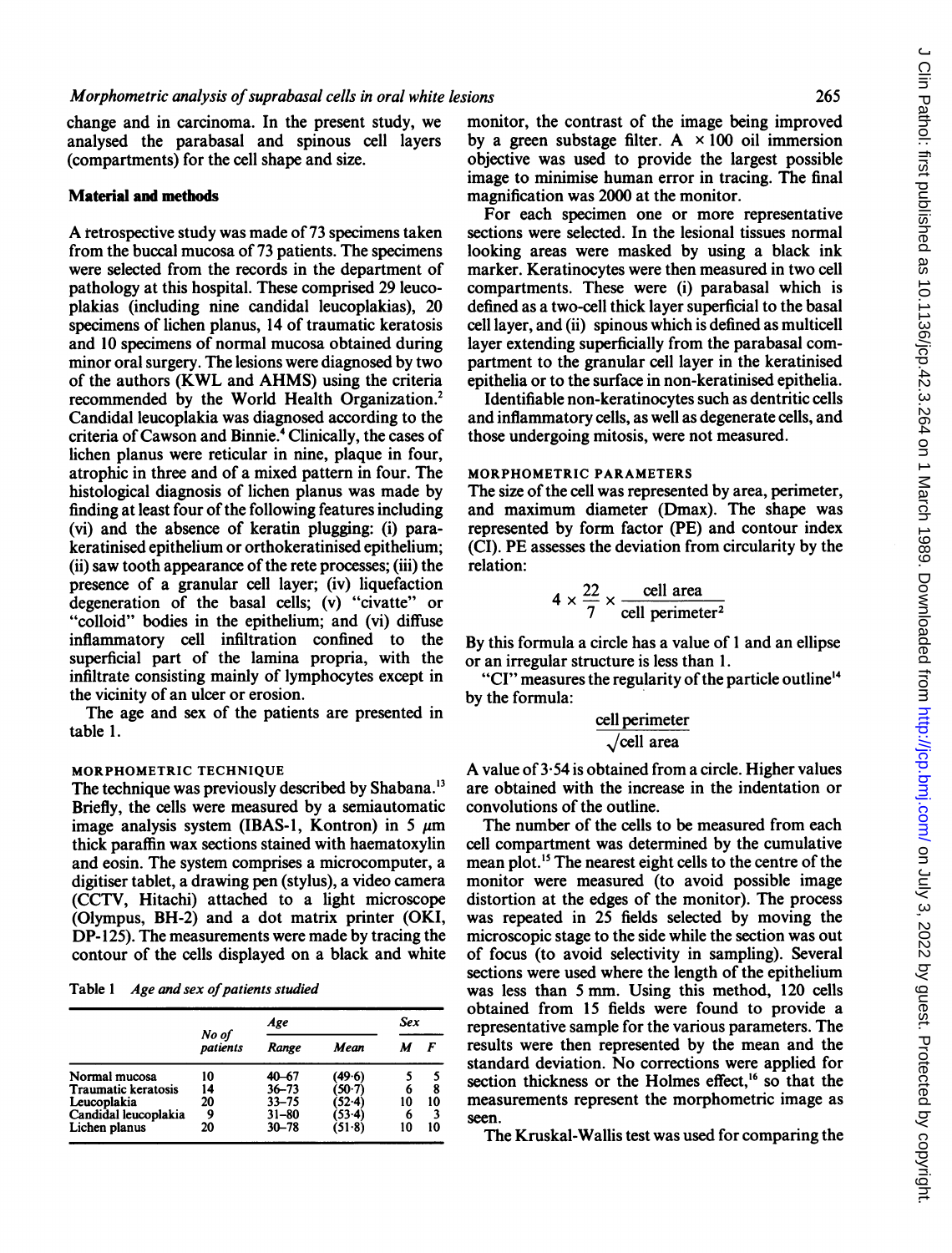change and in carcinoma. In the present study, we analysed the parabasal and spinous cell layers (compartments) for the cell shape and size.

## Material and methods

A retrospective study was made of 73 specimens taken from the buccal mucosa of 73 patients. The specimens were selected from the records in the department of pathology at this hospital. These comprised 29 leucoplakias (including nine candidal leucoplakias), 20 specimens of lichen planus, 14 of traumatic keratosis and 10 specimens of normal mucosa obtained during minor oral surgery. The lesions were diagnosed by two of the authors (KWL and AHMS) using the criteria recommended by the World Health Organization.[2] Candidal leucoplakia was diagnosed according to the criteria of Cawson and Binnie.[4] Clinically, the cases of lichen planus were reticular in nine, plaque in four, atrophic in three and of a mixed pattern in four. The histological diagnosis of lichen planus was made by finding at least four of the following features including (vi) and the absence of keratin plugging: (i) parakeratinised epithelium or orthokeratinised epithelium; (ii) saw tooth appearance of the rete processes; (iii) the presence of a granular cell layer; (iv) liquefaction degeneration of the basal cells; (v) "civatte" or "colloid" bodies in the epithelium; and (vi) diffuse inflammatory cell infiltration confined to the superficial part of the lamina propria, with the infiltrate consisting mainly of lymphocytes except in the vicinity of an ulcer or erosion.

The age and sex of the patients are presented in table 1.

### MORPHOMETRIC TECHNIQUE

The technique was previously described by Shabana.[13] Briefly, the cells were measured by a semiautomatic image analysis system (IBAS-1, Kontron) in 5 $\mu$m thick paraffin wax sections stained with haematoxylin and eosin. The system comprises a microcomputer, a digitiser tablet, a drawing pen (stylus), a video camera (CCTV, Hitachi) attached to a light microscope (Olympus, BH-2) and a dot matrix printer (OKI, DP-125). The measurements were made by tracing the contour of the cells displayed on a black and white monitor, the contrast of the image being improved by a green substage filter. A $\times 100$ oil immersion objective was used to provide the largest possible image to minimise human error in tracing. The final magnification was 2000 at the monitor.

Table 1 *Age and sex of patients studied*

| | No of patients | Age | | Sex | |
|---|---|---|---|---|---|
| | | Range | Mean | M | F |
| Normal mucosa | 10 | 40–67 | (49·6) | 5 | 5 |
| Traumatic keratosis | 14 | 36–73 | (50·7) | 6 | 8 |
| Leucoplakia | 20 | 33–75 | (52·4) | 10 | 10 |
| Candidal leucoplakia | 9 | 31–80 | (53·4) | 6 | 3 |
| Lichen planus | 20 | 30–78 | (51·8) | 10 | 10 |

For each specimen one or more representative sections were selected. In the lesional tissues normal looking areas were masked by using a black ink marker. Keratinocytes were then measured in two cell compartments. These were (i) parabasal which is defined as a two-cell thick layer superficial to the basal cell layer, and (ii) spinous which is defined as multicell layer extending superficially from the parabasal compartment to the granular cell layer in the keratinised epithelia or to the surface in non-keratinised epithelia.

Identifiable non-keratinocytes such as dentritic cells and inflammatory cells, as well as degenerate cells, and those undergoing mitosis, were not measured.

### MORPHOMETRIC PARAMETERS

The size of the cell was represented by area, perimeter, and maximum diameter (Dmax). The shape was represented by form factor (PE) and contour index (CI). PE assesses the deviation from circularity by the relation:

$$4 \times \frac{22}{7} \times \frac{\text{cell area}}{\text{cell perimeter}^2}$$

By this formula a circle has a value of 1 and an ellipse or an irregular structure is less than 1.

"CI" measures the regularity of the particle outline[14] by the formula:

$$\frac{\text{cell perimeter}}{\sqrt{\text{cell area}}}$$

A value of 3·54 is obtained from a circle. Higher values are obtained with the increase in the indentation or convolutions of the outline.

The number of the cells to be measured from each cell compartment was determined by the cumulative mean plot.[15] The nearest eight cells to the centre of the monitor were measured (to avoid possible image distortion at the edges of the monitor). The process was repeated in 25 fields selected by moving the microscopic stage to the side while the section was out of focus (to avoid selectivity in sampling). Several sections were used where the length of the epithelium was less than 5 mm. Using this method, 120 cells obtained from 15 fields were found to provide a representative sample for the various parameters. The results were then represented by the mean and the standard deviation. No corrections were applied for section thickness or the Holmes effect,[16] so that the measurements represent the morphometric image as seen.

The Kruskal-Wallis test was used for comparing the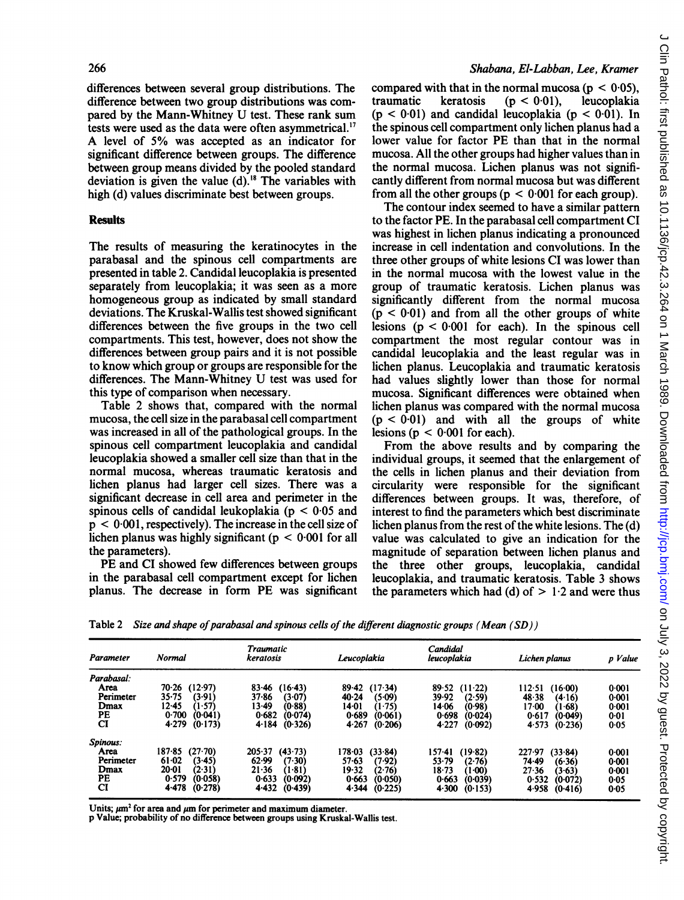differences between several group distributions. The difference between two group distributions was compared by the Mann-Whitney U test. These rank sum tests were used as the data were often asymmetrical.[17] A level of 5% was accepted as an indicator for significant difference between groups. The difference between group means divided by the pooled standard deviation is given the value (d).[18] The variables with high (d) values discriminate best between groups.

## Results

The results of measuring the keratinocytes in the parabasal and the spinous cell compartments are presented in table 2. Candidal leucoplakia is presented separately from leucoplakia; it was seen as a more homogeneous group as indicated by small standard deviations. The Kruskal-Wallis test showed significant differences between the five groups in the two cell compartments. This test, however, does not show the differences between group pairs and it is not possible to know which group or groups are responsible for the differences. The Mann-Whitney U test was used for this type of comparison when necessary.

Table 2 shows that, compared with the normal mucosa, the cell size in the parabasal cell compartment was increased in all of the pathological groups. In the spinous cell compartment leucoplakia and candidal leucoplakia showed a smaller cell size than that in the normal mucosa, whereas traumatic keratosis and lichen planus had larger cell sizes. There was a significant decrease in cell area and perimeter in the spinous cells of candidal leukoplakia ($p < 0.05$ and $p < 0.001$, respectively). The increase in the cell size of lichen planus was highly significant ($p < 0.001$ for all the parameters).

PE and CI showed few differences between groups in the parabasal cell compartment except for lichen planus. The decrease in form PE was significant compared with that in the normal mucosa ($p < 0.05$), traumatic keratosis ($p < 0.01$), leucoplakia ($p < 0.01$) and candidal leucoplakia ($p < 0.01$). In the spinous cell compartment only lichen planus had a lower value for factor PE than that in the normal mucosa. All the other groups had higher values than in the normal mucosa. Lichen planus was not significantly different from normal mucosa but was different from all the other groups ($p < 0.001$ for each group).

The contour index seemed to have a similar pattern to the factor PE. In the parabasal cell compartment CI was highest in lichen planus indicating a pronounced increase in cell indentation and convolutions. In the three other groups of white lesions CI was lower than in the normal mucosa with the lowest value in the group of traumatic keratosis. Lichen planus was significantly different from the normal mucosa ($p < 0.01$) and from all the other groups of white lesions ($p < 0.001$ for each). In the spinous cell compartment the most regular contour was in candidal leucoplakia and the least regular was in lichen planus. Leucoplakia and traumatic keratosis had values slightly lower than those for normal mucosa. Significant differences were obtained when lichen planus was compared with the normal mucosa ($p < 0.01$) and with all the groups of white lesions ($p < 0.001$ for each).

From the above results and by comparing the individual groups, it seemed that the enlargement of the cells in lichen planus and their deviation from circularity were responsible for the significant differences between groups. It was, therefore, of interest to find the parameters which best discriminate lichen planus from the rest of the white lesions. The (d) value was calculated to give an indication for the magnitude of separation between lichen planus and the three other groups, leucoplakia, candidal leucoplakia, and traumatic keratosis. Table 3 shows the parameters which had (d) of $> 1.2$ and were thus

Table 2 *Size and shape of parabasal and spinous cells of the different diagnostic groups (Mean (SD))*

| Parameter | Normal | Traumatic keratosis | Leucoplakia | Candidal leucoplakia | Lichen planus | p Value |
|---|---|---|---|---|---|---|
| *Parabasal:* | | | | | | |
| Area | 70·26 (12·97) | 83·46 (16·43) | 89·42 (17·34) | 89·52 (11·22) | 112·51 (16·00) | 0·001 |
| Perimeter | 35·75 (3·91) | 37·86 (3·07) | 40·24 (5·09) | 39·92 (2·59) | 48·38 (4·16) | 0·001 |
| Dmax | 12·45 (1·57) | 13·49 (0·88) | 14·01 (1·75) | 14·06 (0·98) | 17·00 (1·68) | 0·001 |
| PE | 0·700 (0·041) | 0·682 (0·074) | 0·689 (0·061) | 0·698 (0·024) | 0·617 (0·049) | 0·01 |
| CI | 4·279 (0·173) | 4·184 (0·326) | 4·267 (0·206) | 4·227 (0·092) | 4·573 (0·236) | 0·05 |
| *Spinous:* | | | | | | |
| Area | 187·85 (27·70) | 205·37 (43·73) | 178·03 (33·84) | 157·41 (19·82) | 227·97 (33·84) | 0·001 |
| Perimeter | 61·02 (3·45) | 62·99 (7·30) | 57·63 (7·92) | 53·79 (2·76) | 74·49 (6·36) | 0·001 |
| Dmax | 20·01 (2·31) | 21·36 (1·81) | 19·32 (2·76) | 18·73 (1·00) | 27·36 (3·63) | 0·001 |
| PE | 0·579 (0·058) | 0·633 (0·092) | 0·663 (0·050) | 0·663 (0·039) | 0·532 (0·072) | 0·05 |
| CI | 4·478 (0·278) | 4·432 (0·439) | 4·344 (0·225) | 4·300 (0·153) | 4·958 (0·416) | 0·05 |

Units; $\mu m^2$ for area and $\mu m$ for perimeter and maximum diameter.
p Value; probability of no difference between groups using Kruskal-Wallis test.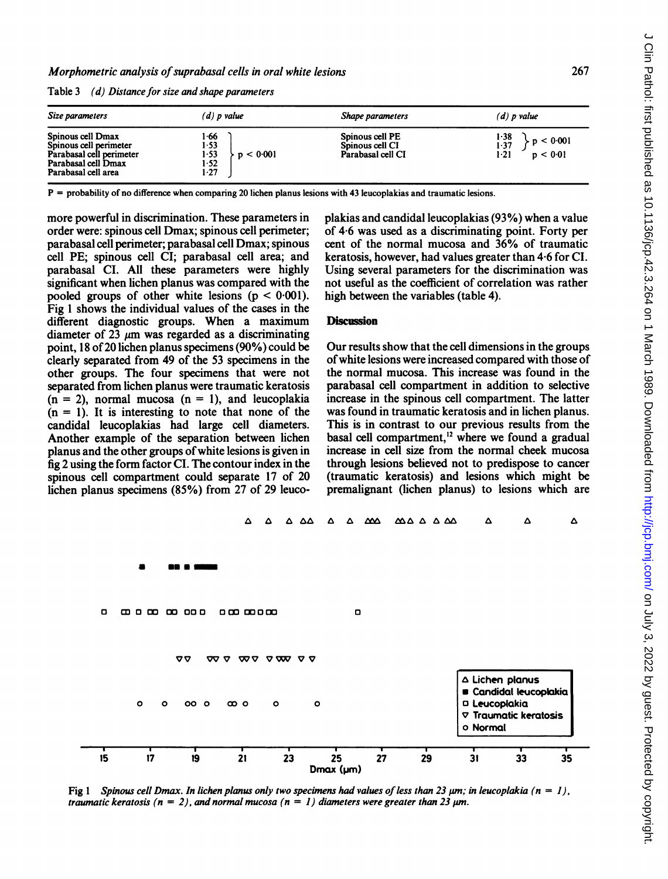Table 3 *(d) Distance for size and shape parameters*

| *Size parameters* | *(d) p value* | | *Shape parameters* | *(d) p value* | |
|---|---|---|---|---|---|
| Spinous cell Dmax | 1·66 | $p < 0.001$ | Spinous cell PE | 1·38 | $p < 0.001$ |
| Spinous cell perimeter | 1·53 | | Spinous cell CI | 1·37 | |
| Parabasal cell perimeter | 1·53 | | Parabasal cell CI | 1·21 | $p < 0.01$ |
| Parabasal cell Dmax | 1·52 | | | | |
| Parabasal cell area | 1·27 | | | | |

P = probability of no difference when comparing 20 lichen planus lesions with 43 leucoplakias and traumatic lesions.

more powerful in discrimination. These parameters in order were: spinous cell Dmax; spinous cell perimeter; parabasal cell perimeter; parabasal cell Dmax; spinous cell PE; spinous cell CI; parabasal cell area; and parabasal CI. All these parameters were highly significant when lichen planus was compared with the pooled groups of other white lesions ($p < 0.001$). Fig 1 shows the individual values of the cases in the different diagnostic groups. When a maximum diameter of 23 μm was regarded as a discriminating point, 18 of 20 lichen planus specimens (90%) could be clearly separated from 49 of the 53 specimens in the other groups. The four specimens that were not separated from lichen planus were traumatic keratosis (n = 2), normal mucosa (n = 1), and leucoplakia (n = 1). It is interesting to note that none of the candidal leucoplakias had large cell diameters. Another example of the separation between lichen planus and the other groups of white lesions is given in fig 2 using the form factor CI. The contour index in the spinous cell compartment could separate 17 of 20 lichen planus specimens (85%) from 27 of 29 leucoplakias and candidal leucoplakias (93%) when a value of 4·6 was used as a discriminating point. Forty per cent of the normal mucosa and 36% of traumatic keratosis, however, had values greater than 4·6 for CI. Using several parameters for the discrimination was not useful as the coefficient of correlation was rather high between the variables (table 4).

## Discussion

Our results show that the cell dimensions in the groups of white lesions were increased compared with those of the normal mucosa. This increase was found in the parabasal cell compartment in addition to selective increase in the spinous cell compartment. The latter was found in traumatic keratosis and in lichen planus. This is in contrast to our previous results from the basal cell compartment,[12] where we found a gradual increase in cell size from the normal cheek mucosa through lesions believed not to predispose to cancer (traumatic keratosis) and lesions which might be premalignant (lichen planus) to lesions which are

Fig 1 *Spinous cell Dmax. In lichen planus only two specimens had values of less than 23 μm; in leucoplakia (n = 1), traumatic keratosis (n = 2), and normal mucosa (n = 1) diameters were greater than 23 μm.*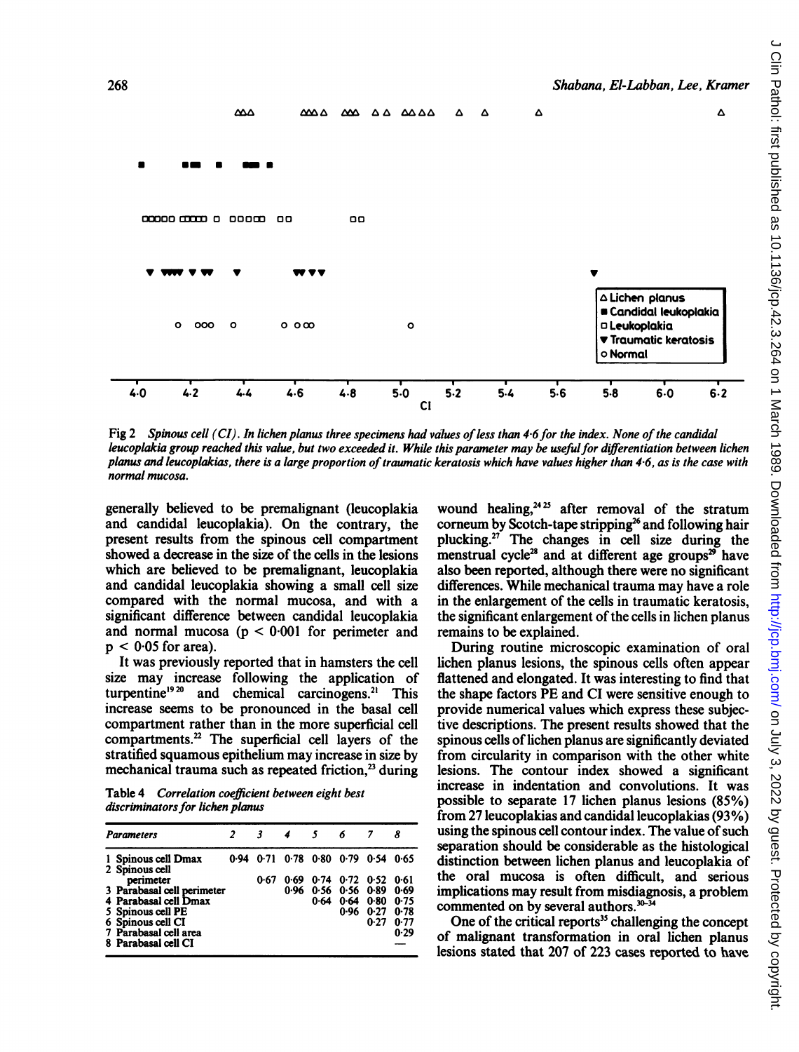Fig 2 *Spinous cell (CI). In lichen planus three specimens had values of less than 4·6 for the index. None of the candidal leucoplakia group reached this value, but two exceeded it. While this parameter may be useful for differentiation between lichen planus and leucoplakias, there is a large proportion of traumatic keratosis which have values higher than 4·6, as is the case with normal mucosa.*

generally believed to be premalignant (leucoplakia and candidal leucoplakia). On the contrary, the present results from the spinous cell compartment showed a decrease in the size of the cells in the lesions which are believed to be premalignant, leucoplakia and candidal leucoplakia showing a small cell size compared with the normal mucosa, and with a significant difference between candidal leucoplakia and normal mucosa ($p < 0·001$ for perimeter and $p < 0·05$ for area).

It was previously reported that in hamsters the cell size may increase following the application of turpentine[19 20] and chemical carcinogens.[21] This increase seems to be pronounced in the basal cell compartment rather than in the more superficial cell compartments.[22] The superficial cell layers of the stratified squamous epithelium may increase in size by mechanical trauma such as repeated friction,[23] during wound healing,[24 25] after removal of the stratum corneum by Scotch-tape stripping[26] and following hair plucking.[27] The changes in cell size during the menstrual cycle[28] and at different age groups[29] have also been reported, although there were no significant differences. While mechanical trauma may have a role in the enlargement of the cells in traumatic keratosis, the significant enlargement of the cells in lichen planus remains to be explained.

Table 4 *Correlation coefficient between eight best discriminators for lichen planus*

| Parameters | 2 | 3 | 4 | 5 | 6 | 7 | 8 |
|---|---|---|---|---|---|---|---|
| 1 Spinous cell Dmax | 0·94 | 0·71 | 0·78 | 0·80 | 0·79 | 0·54 | 0·65 |
| 2 Spinous cell perimeter | | 0·67 | 0·69 | 0·74 | 0·72 | 0·52 | 0·61 |
| 3 Parabasal cell perimeter | | | 0·96 | 0·56 | 0·56 | 0·89 | 0·69 |
| 4 Parabasal cell Dmax | | | | 0·64 | 0·64 | 0·80 | 0·75 |
| 5 Spinous cell PE | | | | | 0·96 | 0·27 | 0·78 |
| 6 Spinous cell CI | | | | | | 0·27 | 0·77 |
| 7 Parabasal cell area | | | | | | | 0·29 |
| 8 Parabasal cell CI | | | | | | | — |

During routine microscopic examination of oral lichen planus lesions, the spinous cells often appear flattened and elongated. It was interesting to find that the shape factors PE and CI were sensitive enough to provide numerical values which express these subjective descriptions. The present results showed that the spinous cells of lichen planus are significantly deviated from circularity in comparison with the other white lesions. The contour index showed a significant increase in indentation and convolutions. It was possible to separate 17 lichen planus lesions (85%) from 27 leucoplakias and candidal leucoplakias (93%) using the spinous cell contour index. The value of such separation should be considerable as the histological distinction between lichen planus and leucoplakia of the oral mucosa is often difficult, and serious implications may result from misdiagnosis, a problem commented on by several authors.[30–34]

One of the critical reports[35] challenging the concept of malignant transformation in oral lichen planus lesions stated that 207 of 223 cases reported to have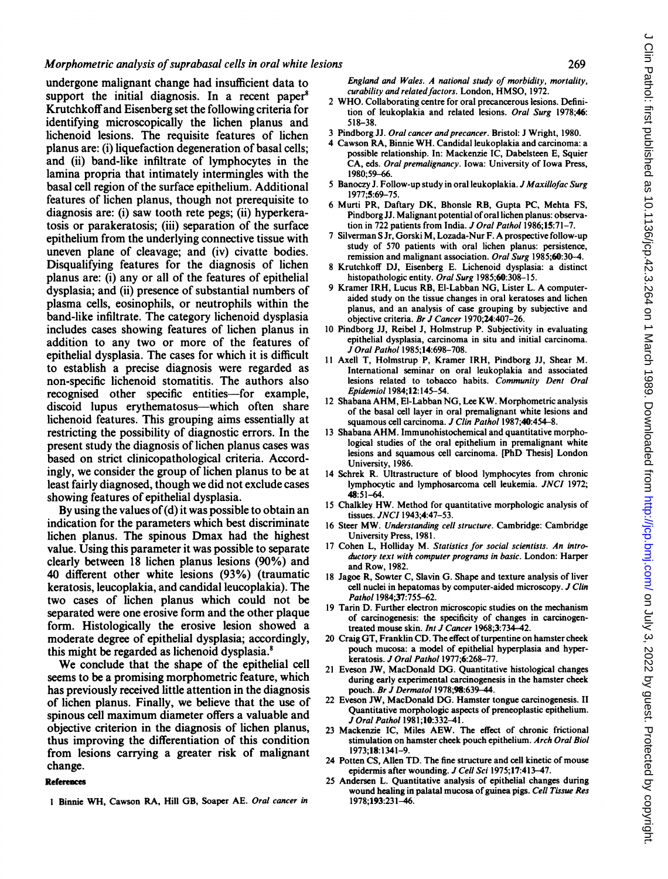undergone malignant change had insufficient data to support the initial diagnosis. In a recent paper[8] Krutchkoff and Eisenberg set the following criteria for identifying microscopically the lichen planus and lichenoid lesions. The requisite features of lichen planus are: (i) liquefaction degeneration of basal cells; and (ii) band-like infiltrate of lymphocytes in the lamina propria that intimately intermingles with the basal cell region of the surface epithelium. Additional features of lichen planus, though not prerequisite to diagnosis are: (i) saw tooth rete pegs; (ii) hyperkeratosis or parakeratosis; (iii) separation of the surface epithelium from the underlying connective tissue with uneven plane of cleavage; and (iv) civatte bodies. Disqualifying features for the diagnosis of lichen planus are: (i) any or all of the features of epithelial dysplasia; and (ii) presence of substantial numbers of plasma cells, eosinophils, or neutrophils within the band-like infiltrate. The category lichenoid dysplasia includes cases showing features of lichen planus in addition to any two or more of the features of epithelial dysplasia. The cases for which it is difficult to establish a precise diagnosis were regarded as non-specific lichenoid stomatitis. The authors also recognised other specific entities—for example, discoid lupus erythematosus—which often share lichenoid features. This grouping aims essentially at restricting the possibility of diagnostic errors. In the present study the diagnosis of lichen planus cases was based on strict clinicopathological criteria. Accordingly, we consider the group of lichen planus to be at least fairly diagnosed, though we did not exclude cases showing features of epithelial dysplasia.

By using the values of (d) it was possible to obtain an indication for the parameters which best discriminate lichen planus. The spinous Dmax had the highest value. Using this parameter it was possible to separate clearly between 18 lichen planus lesions (90%) and 40 different other white lesions (93%) (traumatic keratosis, leucoplakia, and candidal leucoplakia). The two cases of lichen planus which could not be separated were one erosive form and the other plaque form. Histologically the erosive lesion showed a moderate degree of epithelial dysplasia; accordingly, this might be regarded as lichenoid dysplasia.[8]

We conclude that the shape of the epithelial cell seems to be a promising morphometric feature, which has previously received little attention in the diagnosis of lichen planus. Finally, we believe that the use of spinous cell maximum diameter offers a valuable and objective criterion in the diagnosis of lichen planus, thus improving the differentiation of this condition from lesions carrying a greater risk of malignant change.

## References

1. Binnie WH, Cawson RA, Hill GB, Soaper AE. *Oral cancer in England and Wales. A national study of morbidity, mortality, curability and related factors.* London, HMSO, 1972.
2. WHO. Collaborating centre for oral precancerous lesions. Definition of leukoplakia and related lesions. *Oral Surg* 1978;**46**:518–38.
3. Pindborg JJ. *Oral cancer and precancer.* Bristol: J Wright, 1980.
4. Cawson RA, Binnie WH. Candidal leukoplakia and carcinoma: a possible relationship. In: Mackenzie IC, Dabelsteen E, Squier CA, eds. *Oral premalignancy.* Iowa: University of Iowa Press, 1980;59–66.
5. Banoczy J. Follow-up study in oral leukoplakia. *J Maxillofac Surg* 1977;**5**:69–75.
6. Murti PR, Daftary DK, Bhonsle RB, Gupta PC, Mehta FS, Pindborg JJ. Malignant potential of oral lichen planus: observation in 722 patients from India. *J Oral Pathol* 1986;**15**:71–7.
7. Silverman S Jr, Gorski M, Lozada-Nur F. A prospective follow-up study of 570 patients with oral lichen planus: persistence, remission and malignant association. *Oral Surg* 1985;**60**:30–4.
8. Krutchkoff DJ, Eisenberg E. Lichenoid dysplasia: a distinct histopathologic entity. *Oral Surg* 1985;**60**:308–15.
9. Kramer IRH, Lucus RB, El-Labban NG, Lister L. A computer-aided study on the tissue changes in oral keratoses and lichen planus, and an analysis of case grouping by subjective and objective criteria. *Br J Cancer* 1970;**24**:407–26.
10. Pindborg JJ, Reibel J, Holmstrup P. Subjectivity in evaluating epithelial dysplasia, carcinoma in situ and initial carcinoma. *J Oral Pathol* 1985;**14**:698–708.
11. Axell T, Holmstrup P, Kramer IRH, Pindborg JJ, Shear M. International seminar on oral leukoplakia and associated lesions related to tobacco habits. *Community Dent Oral Epidemiol* 1984;**12**:145–54.
12. Shabana AHM, El-Labban NG, Lee KW. Morphometric analysis of the basal cell layer in oral premalignant white lesions and squamous cell carcinoma. *J Clin Pathol* 1987;**40**:454–8.
13. Shabana AHM. Immunohistochemical and quantitative morphological studies of the oral epithelium in premalignant white lesions and squamous cell carcinoma. [PhD Thesis] London University, 1986.
14. Schrek R. Ultrastructure of blood lymphocytes from chronic lymphocytic and lymphosarcoma cell leukemia. *JNCI* 1972;**48**:51–64.
15. Chalkley HW. Method for quantitative morphologic analysis of tissues. *JNCI* 1943;**4**:47–53.
16. Steer MW. *Understanding cell structure.* Cambridge: Cambridge University Press, 1981.
17. Cohen L, Holliday M. *Statistics for social scientists. An introductory text with computer programs in basic.* London: Harper and Row, 1982.
18. Jagoe R, Sowter C, Slavin G. Shape and texture analysis of liver cell nuclei in hepatomas by computer-aided microscopy. *J Clin Pathol* 1984;**37**:755–62.
19. Tarin D. Further electron microscopic studies on the mechanism of carcinogenesis: the specificity of changes in carcinogen-treated mouse skin. *Int J Cancer* 1968;**3**:734–42.
20. Craig GT, Franklin CD. The effect of turpentine on hamster cheek pouch mucosa: a model of epithelial hyperplasia and hyperkeratosis. *J Oral Pathol* 1977;**6**:268–77.
21. Eveson JW, MacDonald DG. Quantitative histological changes during early experimental carcinogenesis in the hamster cheek pouch. *Br J Dermatol* 1978;**98**:639–44.
22. Eveson JW, MacDonald DG. Hamster tongue carcinogenesis. II Quantitative morphologic aspects of preneoplastic epithelium. *J Oral Pathol* 1981;**10**:332–41.
23. Mackenzie IC, Miles AEW. The effect of chronic frictional stimulation on hamster cheek pouch epithelium. *Arch Oral Biol* 1973;**18**:1341–9.
24. Potten CS, Allen TD. The fine structure and cell kinetic of mouse epidermis after wounding. *J Cell Sci* 1975;**17**:413–47.
25. Andersen L. Quantitative analysis of epithelial changes during wound healing in palatal mucosa of guinea pigs. *Cell Tissue Res* 1978;**193**:231–46.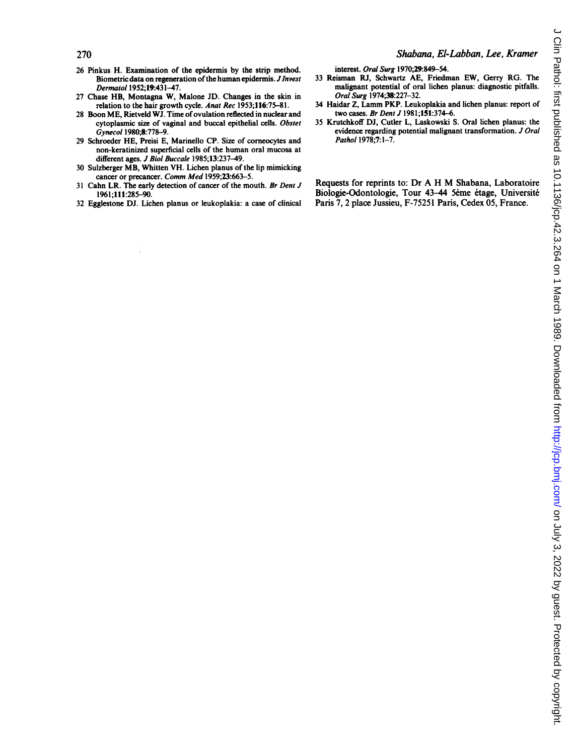26 Pinkus H. Examination of the epidermis by the strip method. Biometric data on regeneration of the human epidermis. *J Invest Dermatol* 1952;**19**:431–47.

27 Chase HB, Montagna W, Malone JD. Changes in the skin in relation to the hair growth cycle. *Anat Rec* 1953;**116**:75–81.

28 Boon ME, Rietveld WJ. Time of ovulation reflected in nuclear and cytoplasmic size of vaginal and buccal epithelial cells. *Obstet Gynecol* 1980;**8**:778–9.

29 Schroeder HE, Preisi E, Marinello CP. Size of corneocytes and non-keratinized superficial cells of the human oral mucosa at different ages. *J Biol Buccale* 1985;**13**:237–49.

30 Sulzberger MB, Whitten VH. Lichen planus of the lip mimicking cancer or precancer. *Comm Med* 1959;**23**:663–5.

31 Cahn LR. The early detection of cancer of the mouth. *Br Dent J* 1961;**111**:285–90.

32 Egglestone DJ. Lichen planus or leukoplakia: a case of clinical interest. *Oral Surg* 1970;**29**:849–54.

33 Reisman RJ, Schwartz AE, Friedman EW, Gerry RG. The malignant potential of oral lichen planus: diagnostic pitfalls. *Oral Surg* 1974;**38**:227–32.

34 Haidar Z, Lamm PKP. Leukoplakia and lichen planus: report of two cases. *Br Dent J* 1981;**151**:374–6.

35 Krutchkoff DJ, Cutler L, Laskowski S. Oral lichen planus: the evidence regarding potential malignant transformation. *J Oral Pathol* 1978;**7**:1–7.

Requests for reprints to: Dr A H M Shabana, Laboratoire Biologie-Odontologie, Tour 43–44 5ème étage, Université Paris 7, 2 place Jussieu, F-75251 Paris, Cedex 05, France.